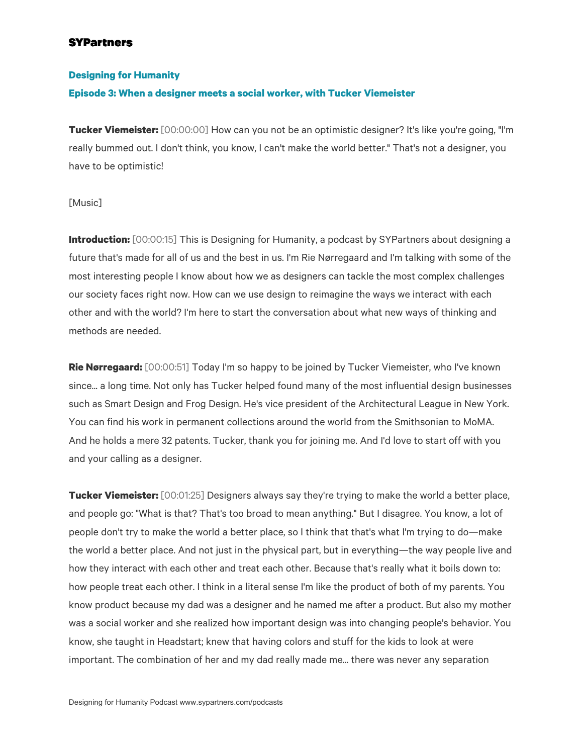**SYPartners**

## Designing for Humanity

### Episode 3: When a designer meets a social worker, with Tucker Viemeister

**Tucker Viemeister:** [00:00:00] How can you not be an optimistic designer? It's like you're going, "I'm really bummed out. I don't think, you know, I can't make the world better." That's not a designer, you have to be optimistic!

[Music]

**Introduction:** [00:00:15] This is Designing for Humanity, a podcast by SYPartners about designing a future that's made for all of us and the best in us. I'm Rie Nørregaard and I'm talking with some of the most interesting people I know about how we as designers can tackle the most complex challenges our society faces right now. How can we use design to reimagine the ways we interact with each other and with the world? I'm here to start the conversation about what new ways of thinking and methods are needed.

**Rie Nørregaard:** [00:00:51] Today I'm so happy to be joined by Tucker Viemeister, who I've known since... a long time. Not only has Tucker helped found many of the most influential design businesses such as Smart Design and Frog Design. He's vice president of the Architectural League in New York. You can find his work in permanent collections around the world from the Smithsonian to MoMA. And he holds a mere 32 patents. Tucker, thank you for joining me. And I'd love to start off with you and your calling as a designer.

**Tucker Viemeister:** [00:01:25] Designers always say they're trying to make the world a better place, and people go: "What is that? That's too broad to mean anything." But I disagree. You know, a lot of people don't try to make the world a better place, so I think that that's what I'm trying to do—make the world a better place. And not just in the physical part, but in everything—the way people live and how they interact with each other and treat each other. Because that's really what it boils down to: how people treat each other. I think in a literal sense I'm like the product of both of my parents. You know product because my dad was a designer and he named me after a product. But also my mother was a social worker and she realized how important design was into changing people's behavior. You know, she taught in Headstart; knew that having colors and stuff for the kids to look at were important. The combination of her and my dad really made me... there was never any separation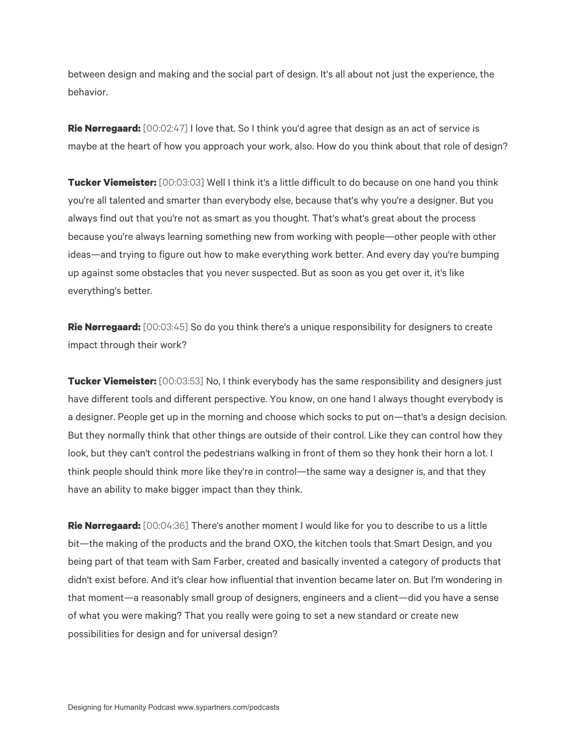between design and making and the social part of design. It's all about not just the experience, the behavior.

**Rie Nørregaard:** [00:02:47] I love that. So I think you'd agree that design as an act of service is maybe at the heart of how you approach your work, also. How do you think about that role of design?

**Tucker Viemeister:** [00:03:03] Well I think it's a little difficult to do because on one hand you think you're all talented and smarter than everybody else, because that's why you're a designer. But you always find out that you're not as smart as you thought. That's what's great about the process because you're always learning something new from working with people—other people with other ideas—and trying to figure out how to make everything work better. And every day you're bumping up against some obstacles that you never suspected. But as soon as you get over it, it's like everything's better.

**Rie Nørregaard:** [00:03:45] So do you think there's a unique responsibility for designers to create impact through their work?

**Tucker Viemeister:** [00:03:53] No, I think everybody has the same responsibility and designers just have different tools and different perspective. You know, on one hand I always thought everybody is a designer. People get up in the morning and choose which socks to put on—that's a design decision. But they normally think that other things are outside of their control. Like they can control how they look, but they can't control the pedestrians walking in front of them so they honk their horn a lot. I think people should think more like they're in control—the same way a designer is, and that they have an ability to make bigger impact than they think.

**Rie Nørregaard:** [00:04:36] There's another moment I would like for you to describe to us a little bit—the making of the products and the brand OXO, the kitchen tools that Smart Design, and you being part of that team with Sam Farber, created and basically invented a category of products that didn't exist before. And it's clear how influential that invention became later on. But I'm wondering in that moment—a reasonably small group of designers, engineers and a client—did you have a sense of what you were making? That you really were going to set a new standard or create new possibilities for design and for universal design?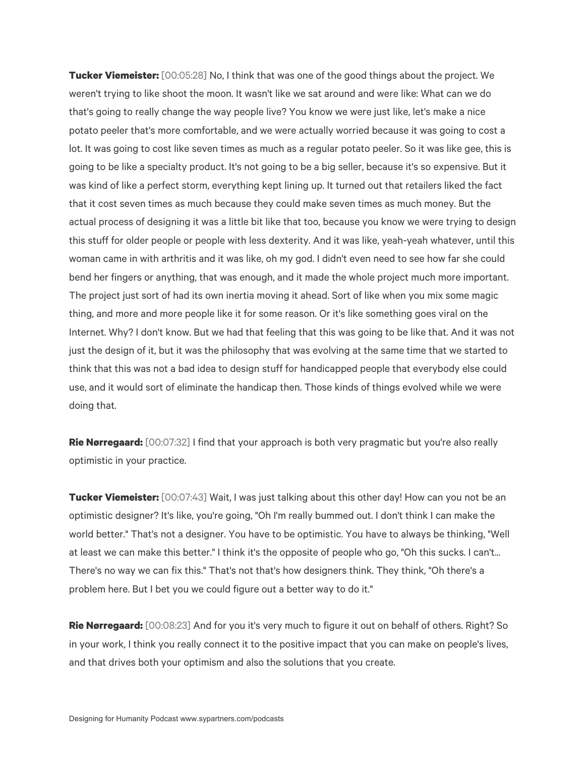**Tucker Viemeister:** [00:05:28] No, I think that was one of the good things about the project. We weren't trying to like shoot the moon. It wasn't like we sat around and were like: What can we do that's going to really change the way people live? You know we were just like, let's make a nice potato peeler that's more comfortable, and we were actually worried because it was going to cost a lot. It was going to cost like seven times as much as a regular potato peeler. So it was like gee, this is going to be like a specialty product. It's not going to be a big seller, because it's so expensive. But it was kind of like a perfect storm, everything kept lining up. It turned out that retailers liked the fact that it cost seven times as much because they could make seven times as much money. But the actual process of designing it was a little bit like that too, because you know we were trying to design this stuff for older people or people with less dexterity. And it was like, yeah-yeah whatever, until this woman came in with arthritis and it was like, oh my god. I didn't even need to see how far she could bend her fingers or anything, that was enough, and it made the whole project much more important. The project just sort of had its own inertia moving it ahead. Sort of like when you mix some magic thing, and more and more people like it for some reason. Or it's like something goes viral on the Internet. Why? I don't know. But we had that feeling that this was going to be like that. And it was not just the design of it, but it was the philosophy that was evolving at the same time that we started to think that this was not a bad idea to design stuff for handicapped people that everybody else could use, and it would sort of eliminate the handicap then. Those kinds of things evolved while we were doing that.

**Rie Nørregaard:** [00:07:32] I find that your approach is both very pragmatic but you're also really optimistic in your practice.

**Tucker Viemeister:** [00:07:43] Wait, I was just talking about this other day! How can you not be an optimistic designer? It's like, you're going, "Oh I'm really bummed out. I don't think I can make the world better." That's not a designer. You have to be optimistic. You have to always be thinking, "Well at least we can make this better." I think it's the opposite of people who go, "Oh this sucks. I can't... There's no way we can fix this." That's not that's how designers think. They think, "Oh there's a problem here. But I bet you we could figure out a better way to do it."

**Rie Nørregaard:** [00:08:23] And for you it's very much to figure it out on behalf of others. Right? So in your work, I think you really connect it to the positive impact that you can make on people's lives, and that drives both your optimism and also the solutions that you create.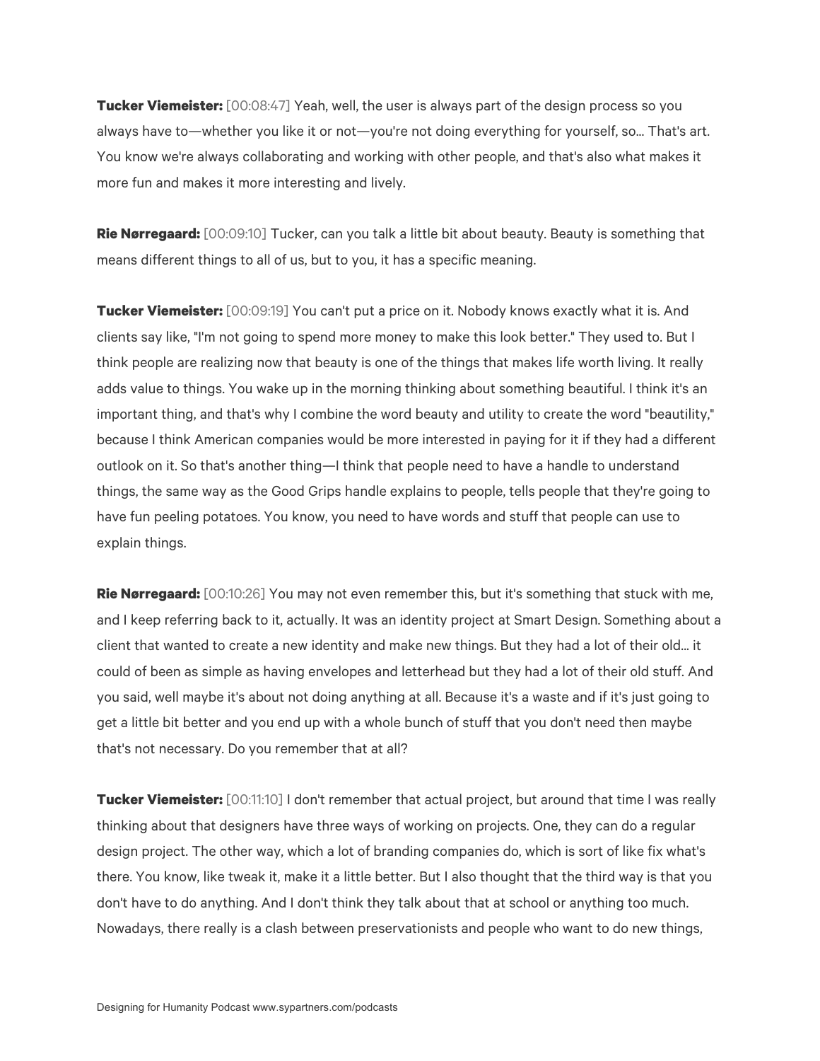**Tucker Viemeister:** [00:08:47] Yeah, well, the user is always part of the design process so you always have to—whether you like it or not—you're not doing everything for yourself, so... That's art. You know we're always collaborating and working with other people, and that's also what makes it more fun and makes it more interesting and lively.

**Rie Nørregaard:** [00:09:10] Tucker, can you talk a little bit about beauty. Beauty is something that means different things to all of us, but to you, it has a specific meaning.

**Tucker Viemeister:** [00:09:19] You can't put a price on it. Nobody knows exactly what it is. And clients say like, "I'm not going to spend more money to make this look better." They used to. But I think people are realizing now that beauty is one of the things that makes life worth living. It really adds value to things. You wake up in the morning thinking about something beautiful. I think it's an important thing, and that's why I combine the word beauty and utility to create the word "beautility," because I think American companies would be more interested in paying for it if they had a different outlook on it. So that's another thing—I think that people need to have a handle to understand things, the same way as the Good Grips handle explains to people, tells people that they're going to have fun peeling potatoes. You know, you need to have words and stuff that people can use to explain things.

**Rie Nørregaard:** [00:10:26] You may not even remember this, but it's something that stuck with me, and I keep referring back to it, actually. It was an identity project at Smart Design. Something about a client that wanted to create a new identity and make new things. But they had a lot of their old... it could of been as simple as having envelopes and letterhead but they had a lot of their old stuff. And you said, well maybe it's about not doing anything at all. Because it's a waste and if it's just going to get a little bit better and you end up with a whole bunch of stuff that you don't need then maybe that's not necessary. Do you remember that at all?

**Tucker Viemeister:** [00:11:10] I don't remember that actual project, but around that time I was really thinking about that designers have three ways of working on projects. One, they can do a regular design project. The other way, which a lot of branding companies do, which is sort of like fix what's there. You know, like tweak it, make it a little better. But I also thought that the third way is that you don't have to do anything. And I don't think they talk about that at school or anything too much. Nowadays, there really is a clash between preservationists and people who want to do new things,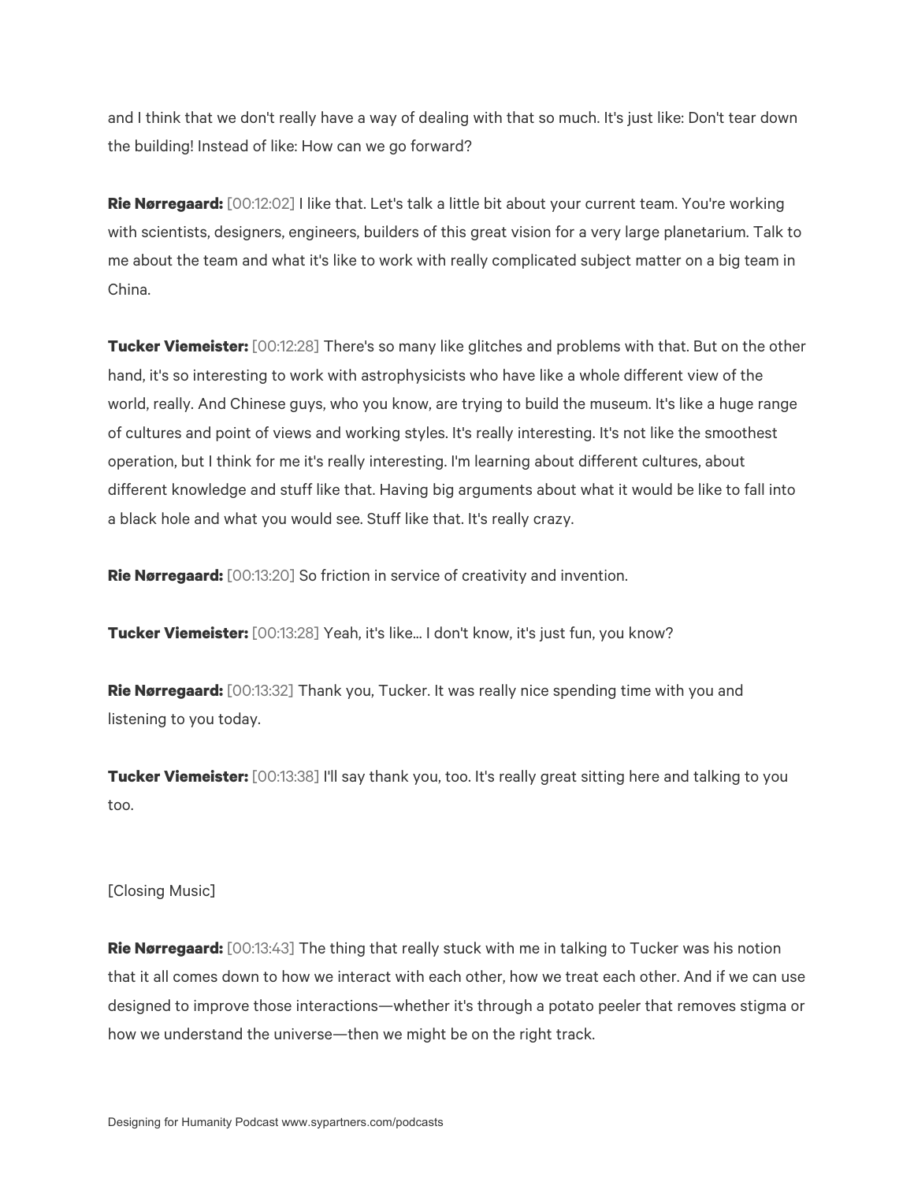and I think that we don't really have a way of dealing with that so much. It's just like: Don't tear down the building! Instead of like: How can we go forward?

**Rie Nørregaard:** [00:12:02] I like that. Let's talk a little bit about your current team. You're working with scientists, designers, engineers, builders of this great vision for a very large planetarium. Talk to me about the team and what it's like to work with really complicated subject matter on a big team in China.

**Tucker Viemeister:** [00:12:28] There's so many like glitches and problems with that. But on the other hand, it's so interesting to work with astrophysicists who have like a whole different view of the world, really. And Chinese guys, who you know, are trying to build the museum. It's like a huge range of cultures and point of views and working styles. It's really interesting. It's not like the smoothest operation, but I think for me it's really interesting. I'm learning about different cultures, about different knowledge and stuff like that. Having big arguments about what it would be like to fall into a black hole and what you would see. Stuff like that. It's really crazy.

**Rie Nørregaard:** [00:13:20] So friction in service of creativity and invention.

**Tucker Viemeister:** [00:13:28] Yeah, it's like... I don't know, it's just fun, you know?

**Rie Nørregaard:** [00:13:32] Thank you, Tucker. It was really nice spending time with you and listening to you today.

**Tucker Viemeister:** [00:13:38] I'll say thank you, too. It's really great sitting here and talking to you too.

[Closing Music]

**Rie Nørregaard:** [00:13:43] The thing that really stuck with me in talking to Tucker was his notion that it all comes down to how we interact with each other, how we treat each other. And if we can use designed to improve those interactions—whether it's through a potato peeler that removes stigma or how we understand the universe—then we might be on the right track.